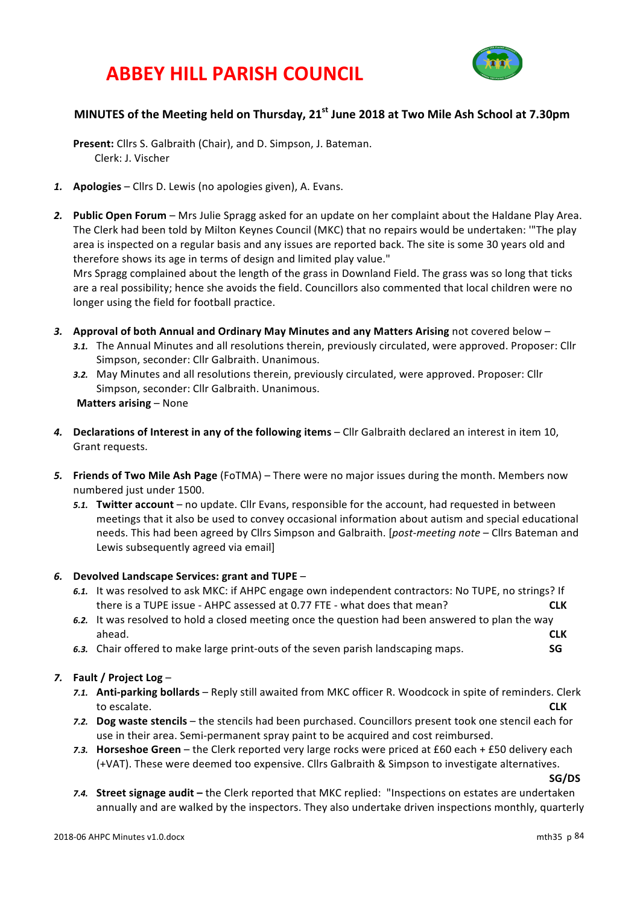# ABBEY HILL PARISH COUNCIL

## MINUTES of the Meeting held on Thursday, 21st June 2018 at Two Mile Ash School at 7.30pm

**Present:** Cllrs S. Galbraith (Chair), and D. Simpson, J. Bateman.
Clerk: J. Vischer

1. **Apologies** – Cllrs D. Lewis (no apologies given), A. Evans.

2. **Public Open Forum** – Mrs Julie Spragg asked for an update on her complaint about the Haldane Play Area. The Clerk had been told by Milton Keynes Council (MKC) that no repairs would be undertaken: '"The play area is inspected on a regular basis and any issues are reported back. The site is some 30 years old and therefore shows its age in terms of design and limited play value."
Mrs Spragg complained about the length of the grass in Downland Field. The grass was so long that ticks are a real possibility; hence she avoids the field. Councillors also commented that local children were no longer using the field for football practice.

3. **Approval of both Annual and Ordinary May Minutes and any Matters Arising** not covered below –
   - 3.1. The Annual Minutes and all resolutions therein, previously circulated, were approved. Proposer: Cllr Simpson, seconder: Cllr Galbraith. Unanimous.
   - 3.2. May Minutes and all resolutions therein, previously circulated, were approved. Proposer: Cllr Simpson, seconder: Cllr Galbraith. Unanimous.

   **Matters arising** – None

4. **Declarations of Interest in any of the following items** – Cllr Galbraith declared an interest in item 10, Grant requests.

5. **Friends of Two Mile Ash Page** (FoTMA) – There were no major issues during the month. Members now numbered just under 1500.
   - 5.1. **Twitter account** – no update. Cllr Evans, responsible for the account, had requested in between meetings that it also be used to convey occasional information about autism and special educational needs. This had been agreed by Cllrs Simpson and Galbraith. [*post-meeting note* – Cllrs Bateman and Lewis subsequently agreed via email]

6. **Devolved Landscape Services: grant and TUPE** –
   - 6.1. It was resolved to ask MKC: if AHPC engage own independent contractors: No TUPE, no strings? If there is a TUPE issue - AHPC assessed at 0.77 FTE - what does that mean? **CLK**
   - 6.2. It was resolved to hold a closed meeting once the question had been answered to plan the way ahead. **CLK**
   - 6.3. Chair offered to make large print-outs of the seven parish landscaping maps. **SG**

7. **Fault / Project Log** –
   - 7.1. **Anti-parking bollards** – Reply still awaited from MKC officer R. Woodcock in spite of reminders. Clerk to escalate. **CLK**
   - 7.2. **Dog waste stencils** – the stencils had been purchased. Councillors present took one stencil each for use in their area. Semi-permanent spray paint to be acquired and cost reimbursed.
   - 7.3. **Horseshoe Green** – the Clerk reported very large rocks were priced at £60 each + £50 delivery each (+VAT). These were deemed too expensive. Cllrs Galbraith & Simpson to investigate alternatives. **SG/DS**
   - 7.4. **Street signage audit –** the Clerk reported that MKC replied: "Inspections on estates are undertaken annually and are walked by the inspectors. They also undertake driven inspections monthly, quarterly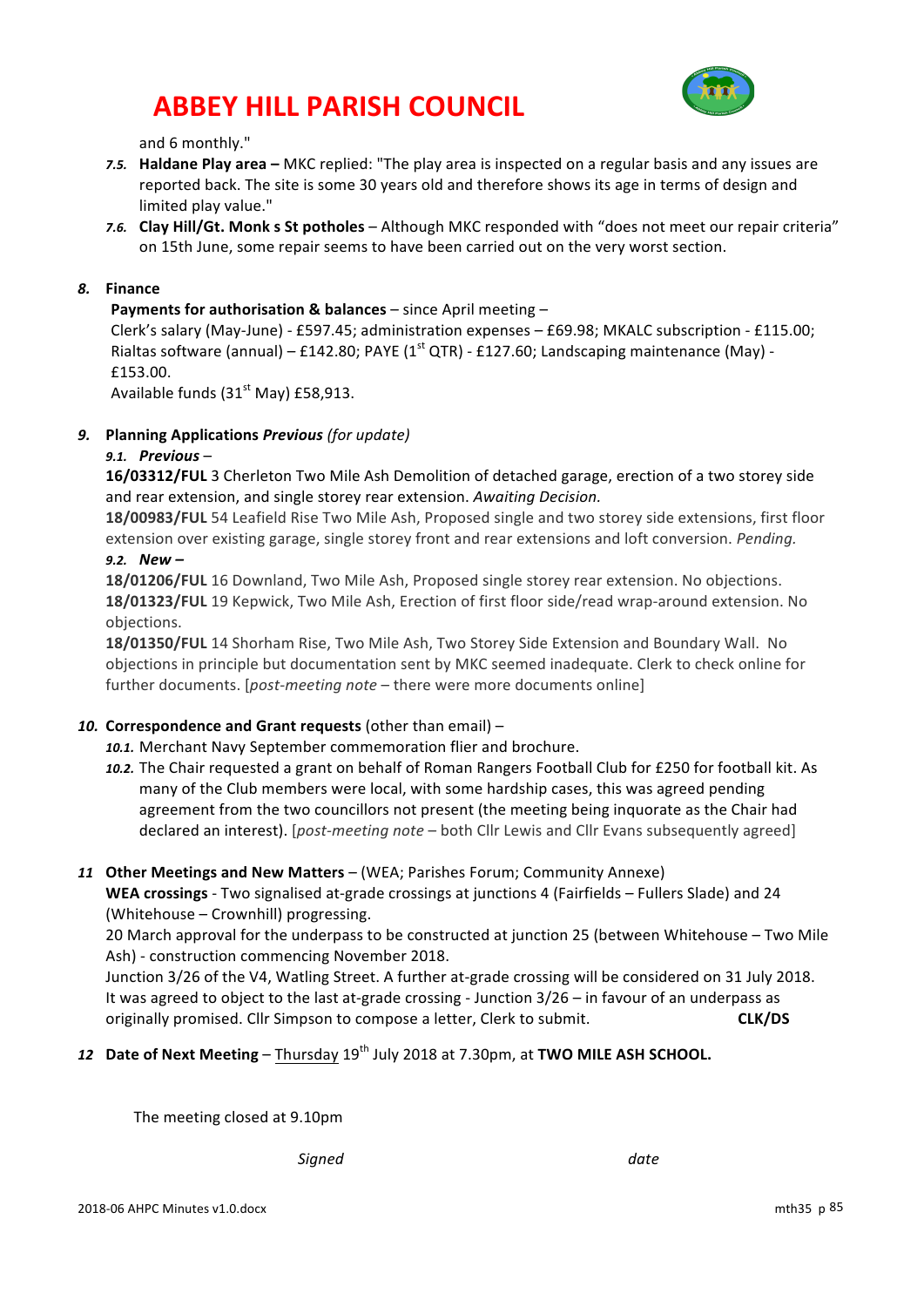# ABBEY HILL PARISH COUNCIL

and 6 monthly."

*7.5.* **Haldane Play area –** MKC replied: "The play area is inspected on a regular basis and any issues are reported back. The site is some 30 years old and therefore shows its age in terms of design and limited play value."

*7.6.* **Clay Hill/Gt. Monk s St potholes** – Although MKC responded with "does not meet our repair criteria" on 15th June, some repair seems to have been carried out on the very worst section.

***8.*** **Finance**

**Payments for authorisation & balances** – since April meeting –
Clerk's salary (May-June) - £597.45; administration expenses – £69.98; MKALC subscription - £115.00; Rialtas software (annual) – £142.80; PAYE (1st QTR) - £127.60; Landscaping maintenance (May) - £153.00.
Available funds (31st May) £58,913.

***9.*** **Planning Applications *Previous*** *(for update)*

***9.1. Previous –***

**16/03312/FUL** 3 Cherleton Two Mile Ash Demolition of detached garage, erection of a two storey side and rear extension, and single storey rear extension. *Awaiting Decision.*

**18/00983/FUL** 54 Leafield Rise Two Mile Ash, Proposed single and two storey side extensions, first floor extension over existing garage, single storey front and rear extensions and loft conversion. *Pending.*

***9.2. New –***

**18/01206/FUL** 16 Downland, Two Mile Ash, Proposed single storey rear extension. No objections.

**18/01323/FUL** 19 Kepwick, Two Mile Ash, Erection of first floor side/read wrap-around extension. No objections.

**18/01350/FUL** 14 Shorham Rise, Two Mile Ash, Two Storey Side Extension and Boundary Wall. No objections in principle but documentation sent by MKC seemed inadequate. Clerk to check online for further documents. [*post-meeting note* – there were more documents online]

***10.*** **Correspondence and Grant requests** (other than email) –

***10.1.*** Merchant Navy September commemoration flier and brochure.

***10.2.*** The Chair requested a grant on behalf of Roman Rangers Football Club for £250 for football kit. As many of the Club members were local, with some hardship cases, this was agreed pending agreement from the two councillors not present (the meeting being inquorate as the Chair had declared an interest). [*post-meeting note* – both Cllr Lewis and Cllr Evans subsequently agreed]

***11*** **Other Meetings and New Matters** – (WEA; Parishes Forum; Community Annexe)

**WEA crossings** - Two signalised at-grade crossings at junctions 4 (Fairfields – Fullers Slade) and 24 (Whitehouse – Crownhill) progressing.

20 March approval for the underpass to be constructed at junction 25 (between Whitehouse – Two Mile Ash) - construction commencing November 2018.

Junction 3/26 of the V4, Watling Street. A further at-grade crossing will be considered on 31 July 2018. It was agreed to object to the last at-grade crossing - Junction 3/26 – in favour of an underpass as originally promised. Cllr Simpson to compose a letter, Clerk to submit. **CLK/DS**

***12*** **Date of Next Meeting** – Thursday 19th July 2018 at 7.30pm, at **TWO MILE ASH SCHOOL.**

The meeting closed at 9.10pm

*Signed* *date*

2018-06 AHPC Minutes v1.0.docx mth35 p 85